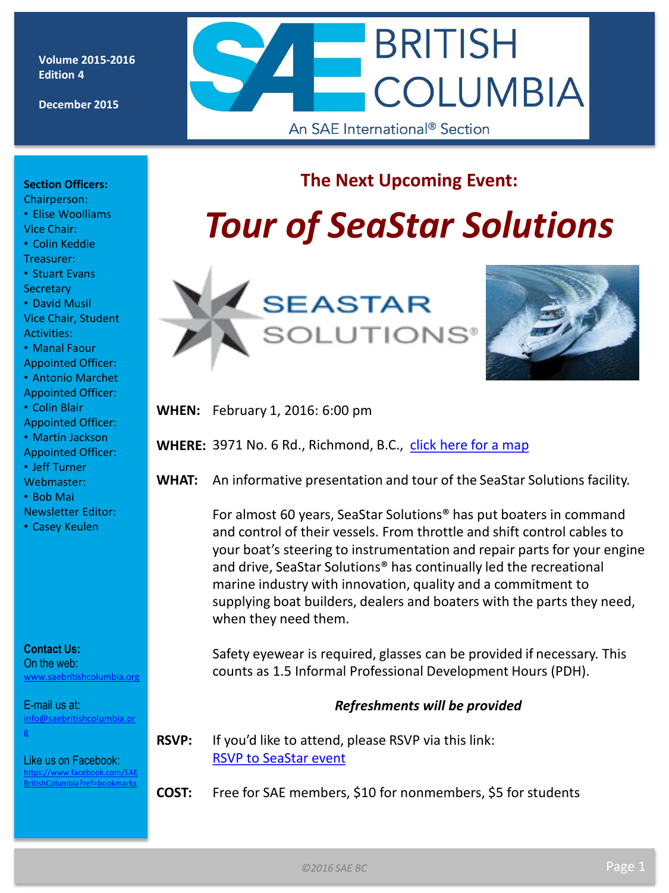Volume 2015-2016
Edition 4

December 2015

# SAE BRITISH COLUMBIA

An SAE International® Section

**Section Officers:**

Chairperson:
- Elise Woolliams

Vice Chair:
- Colin Keddie

Treasurer:
- Stuart Evans

Secretary
- David Musil

Vice Chair, Student Activities:
- Manal Faour

Appointed Officer:
- Antonio Marchet

Appointed Officer:
- Colin Blair

Appointed Officer:
- Martin Jackson

Appointed Officer:
- Jeff Turner

Webmaster:
- Bob Mai

Newsletter Editor:
- Casey Keulen

**Contact Us:**

On the web:
www.saebritishcolumbia.org

E-mail us at:
info@saebritishcolumbia.org

Like us on Facebook:
https://www.facebook.com/SAEBritishColumbia?ref=bookmarks

## The Next Upcoming Event:

# *Tour of SeaStar Solutions*

SEASTAR SOLUTIONS®

**WHEN:** February 1, 2016: 6:00 pm

**WHERE:** 3971 No. 6 Rd., Richmond, B.C., click here for a map

**WHAT:** An informative presentation and tour of the SeaStar Solutions facility.

For almost 60 years, SeaStar Solutions® has put boaters in command and control of their vessels. From throttle and shift control cables to your boat's steering to instrumentation and repair parts for your engine and drive, SeaStar Solutions® has continually led the recreational marine industry with innovation, quality and a commitment to supplying boat builders, dealers and boaters with the parts they need, when they need them.

Safety eyewear is required, glasses can be provided if necessary. This counts as 1.5 Informal Professional Development Hours (PDH).

***Refreshments will be provided***

**RSVP:** If you'd like to attend, please RSVP via this link:
RSVP to SeaStar event

**COST:** Free for SAE members, $10 for nonmembers, $5 for students

©2016 SAE BC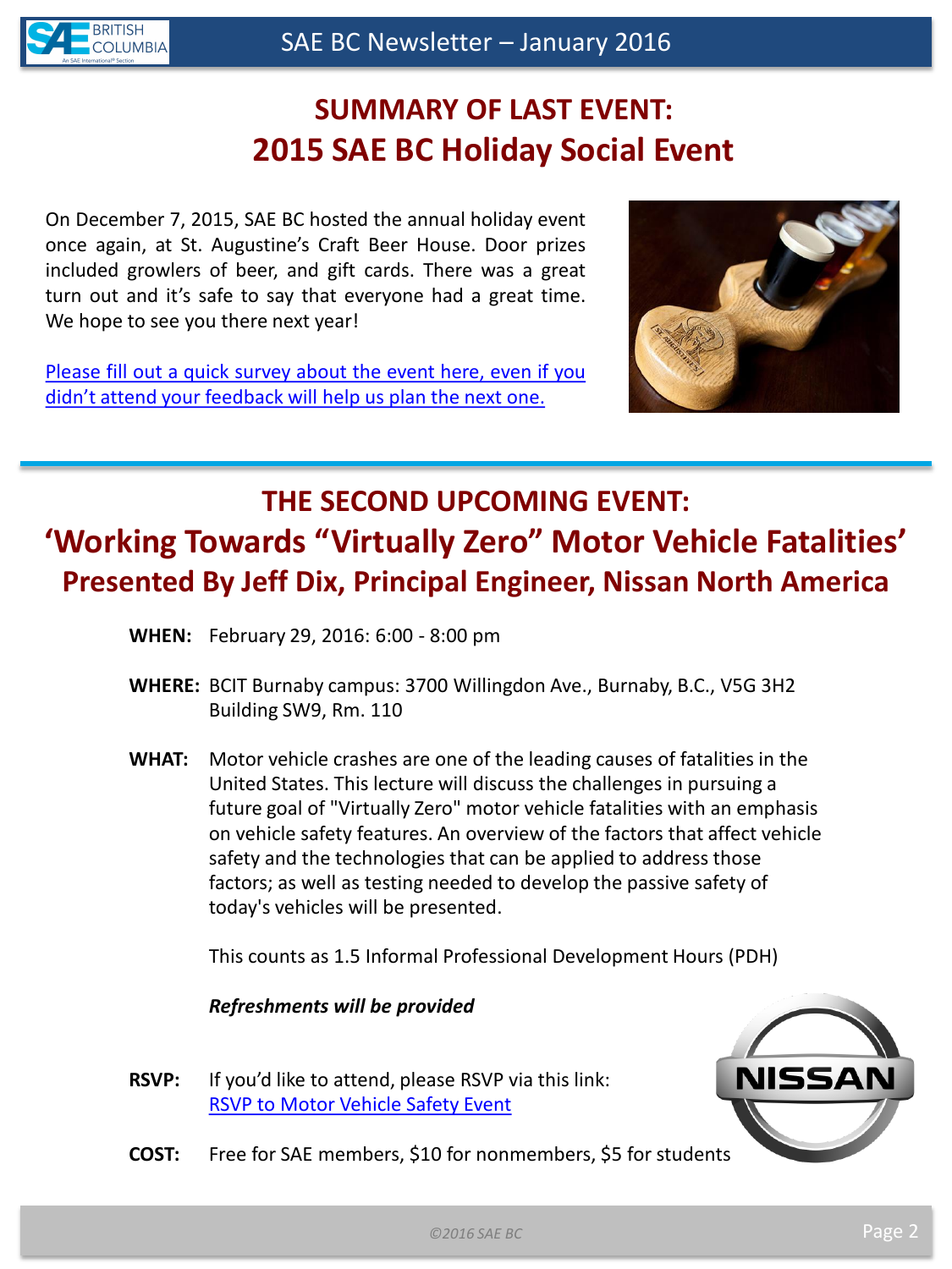# SUMMARY OF LAST EVENT:
# 2015 SAE BC Holiday Social Event

On December 7, 2015, SAE BC hosted the annual holiday event once again, at St. Augustine's Craft Beer House. Door prizes included growlers of beer, and gift cards. There was a great turn out and it's safe to say that everyone had a great time. We hope to see you there next year!

Please fill out a quick survey about the event here, even if you didn't attend your feedback will help us plan the next one.

# THE SECOND UPCOMING EVENT:
# 'Working Towards "Virtually Zero" Motor Vehicle Fatalities'
## Presented By Jeff Dix, Principal Engineer, Nissan North America

**WHEN:** February 29, 2016: 6:00 - 8:00 pm

**WHERE:** BCIT Burnaby campus: 3700 Willingdon Ave., Burnaby, B.C., V5G 3H2
Building SW9, Rm. 110

**WHAT:** Motor vehicle crashes are one of the leading causes of fatalities in the United States. This lecture will discuss the challenges in pursuing a future goal of "Virtually Zero" motor vehicle fatalities with an emphasis on vehicle safety features. An overview of the factors that affect vehicle safety and the technologies that can be applied to address those factors; as well as testing needed to develop the passive safety of today's vehicles will be presented.

This counts as 1.5 Informal Professional Development Hours (PDH)

***Refreshments will be provided***

**RSVP:** If you'd like to attend, please RSVP via this link:
RSVP to Motor Vehicle Safety Event

**COST:** Free for SAE members, $10 for nonmembers, $5 for students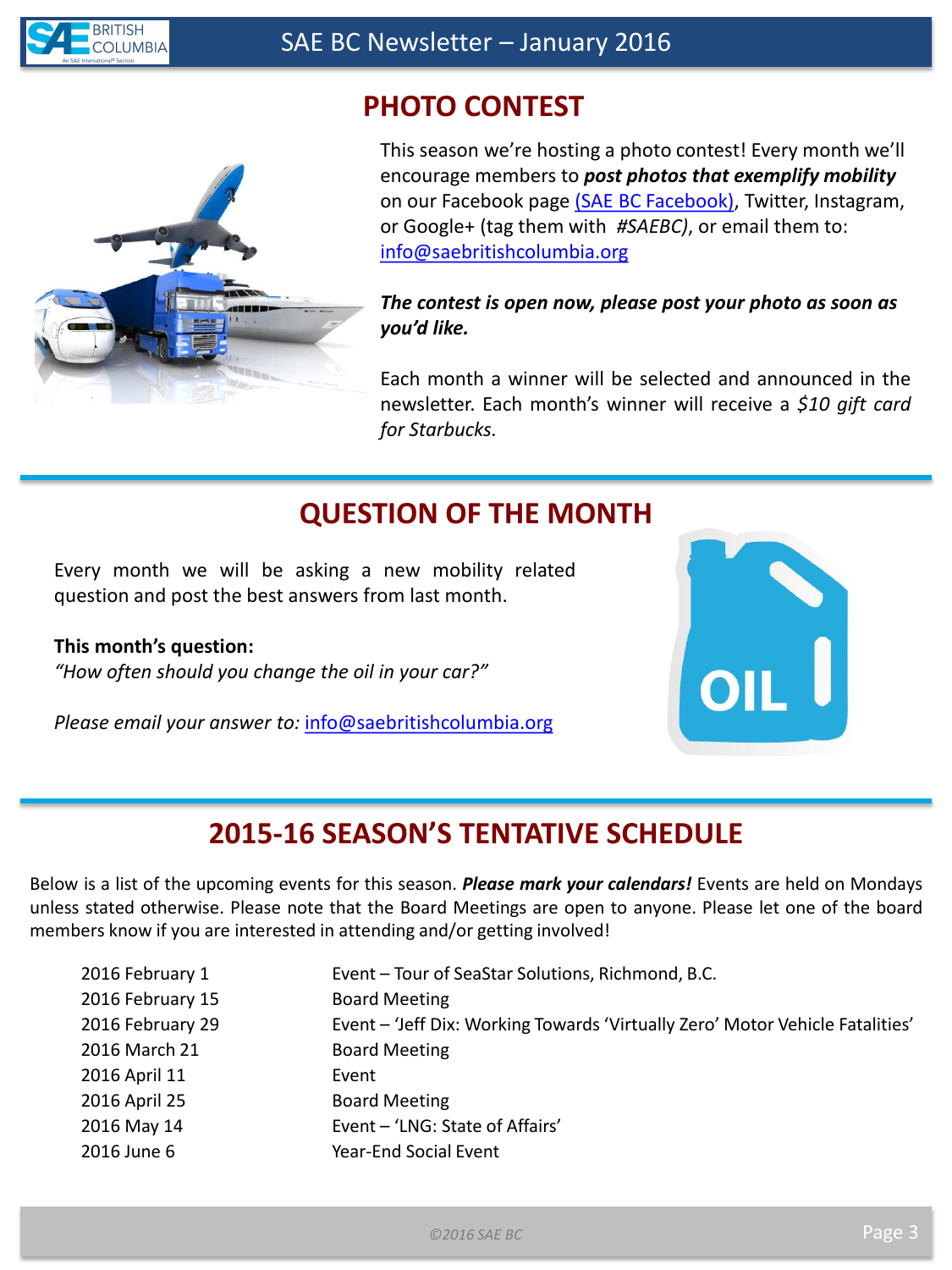## PHOTO CONTEST

This season we're hosting a photo contest! Every month we'll encourage members to ***post photos that exemplify mobility*** on our Facebook page (SAE BC Facebook), Twitter, Instagram, or Google+ (tag them with *#SAEBC)*, or email them to: info@saebritishcolumbia.org

***The contest is open now, please post your photo as soon as you'd like.***

Each month a winner will be selected and announced in the newsletter. Each month's winner will receive a *$10 gift card for Starbucks.*

## QUESTION OF THE MONTH

Every month we will be asking a new mobility related question and post the best answers from last month.

**This month's question:**
*"How often should you change the oil in your car?"*

*Please email your answer to:* info@saebritishcolumbia.org

## 2015-16 SEASON'S TENTATIVE SCHEDULE

Below is a list of the upcoming events for this season. ***Please mark your calendars!*** Events are held on Mondays unless stated otherwise. Please note that the Board Meetings are open to anyone. Please let one of the board members know if you are interested in attending and/or getting involved!

| | |
|---|---|
| 2016 February 1 | Event – Tour of SeaStar Solutions, Richmond, B.C. |
| 2016 February 15 | Board Meeting |
| 2016 February 29 | Event – 'Jeff Dix: Working Towards 'Virtually Zero' Motor Vehicle Fatalities' |
| 2016 March 21 | Board Meeting |
| 2016 April 11 | Event |
| 2016 April 25 | Board Meeting |
| 2016 May 14 | Event – 'LNG: State of Affairs' |
| 2016 June 6 | Year-End Social Event |

*©2016 SAE BC*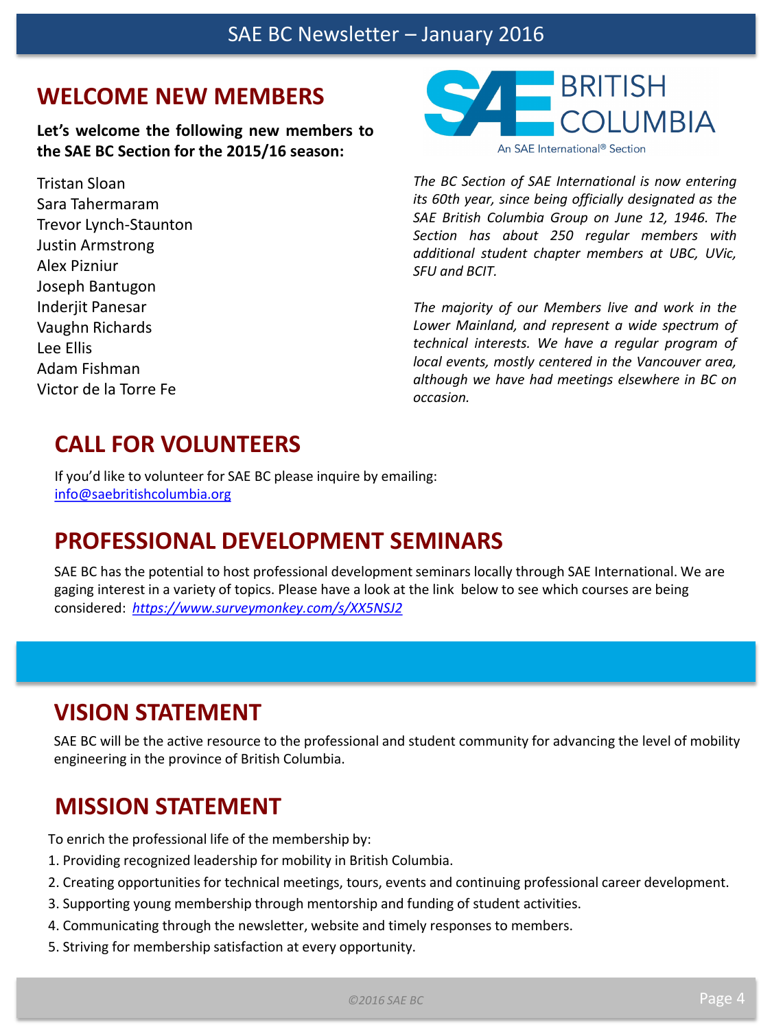## WELCOME NEW MEMBERS

**Let's welcome the following new members to the SAE BC Section for the 2015/16 season:**

Tristan Sloan
Sara Tahermaram
Trevor Lynch-Staunton
Justin Armstrong
Alex Pizniur
Joseph Bantugon
Inderjit Panesar
Vaughn Richards
Lee Ellis
Adam Fishman
Victor de la Torre Fe

*The BC Section of SAE International is now entering its 60th year, since being officially designated as the SAE British Columbia Group on June 12, 1946. The Section has about 250 regular members with additional student chapter members at UBC, UVic, SFU and BCIT.*

*The majority of our Members live and work in the Lower Mainland, and represent a wide spectrum of technical interests. We have a regular program of local events, mostly centered in the Vancouver area, although we have had meetings elsewhere in BC on occasion.*

## CALL FOR VOLUNTEERS

If you'd like to volunteer for SAE BC please inquire by emailing: info@saebritishcolumbia.org

## PROFESSIONAL DEVELOPMENT SEMINARS

SAE BC has the potential to host professional development seminars locally through SAE International. We are gaging interest in a variety of topics. Please have a look at the link below to see which courses are being considered: *https://www.surveymonkey.com/s/XX5NSJ2*

## VISION STATEMENT

SAE BC will be the active resource to the professional and student community for advancing the level of mobility engineering in the province of British Columbia.

## MISSION STATEMENT

To enrich the professional life of the membership by:

1. Providing recognized leadership for mobility in British Columbia.
2. Creating opportunities for technical meetings, tours, events and continuing professional career development.
3. Supporting young membership through mentorship and funding of student activities.
4. Communicating through the newsletter, website and timely responses to members.
5. Striving for membership satisfaction at every opportunity.